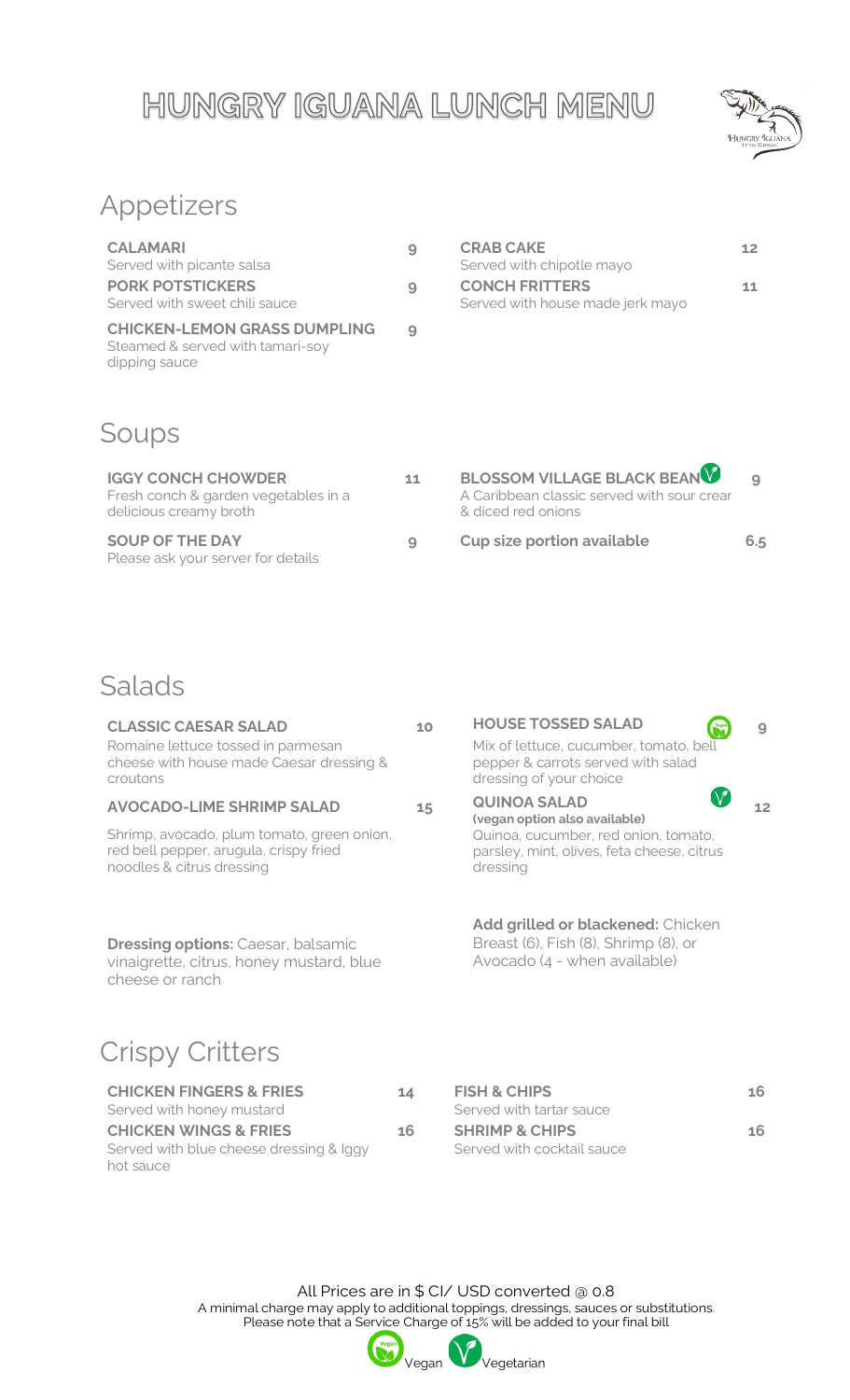# HUNGRY IGUANA LUNCH MENU

## Appetizers

**CALAMARI** 9
Served with picante salsa

**PORK POTSTICKERS** 9
Served with sweet chili sauce

**CHICKEN-LEMON GRASS DUMPLING** 9
Steamed & served with tamari-soy dipping sauce

**CRAB CAKE** 12
Served with chipotle mayo

**CONCH FRITTERS** 11
Served with house made jerk mayo

## Soups

**IGGY CONCH CHOWDER** 11
Fresh conch & garden vegetables in a delicious creamy broth

**SOUP OF THE DAY** 9
Please ask your server for details

**BLOSSOM VILLAGE BLACK BEAN** (Vegetarian) 9
A Caribbean classic served with sour crear & diced red onions

**Cup size portion available** 6.5

## Salads

**CLASSIC CAESAR SALAD** 10
Romaine lettuce tossed in parmesan cheese with house made Caesar dressing & croutons

**AVOCADO-LIME SHRIMP SALAD** 15
Shrimp, avocado, plum tomato, green onion, red bell pepper, arugula, crispy fried noodles & citrus dressing

**Dressing options:** Caesar, balsamic vinaigrette, citrus, honey mustard, blue cheese or ranch

**HOUSE TOSSED SALAD** (Vegan) 9
Mix of lettuce, cucumber, tomato, bell pepper & carrots served with salad dressing of your choice

**QUINOA SALAD** (Vegetarian) 12
**(vegan option also available)**
Quinoa, cucumber, red onion, tomato, parsley, mint, olives, feta cheese, citrus dressing

**Add grilled or blackened:** Chicken Breast (6), Fish (8), Shrimp (8), or Avocado (4 - when available)

## Crispy Critters

**CHICKEN FINGERS & FRIES** 14
Served with honey mustard

**CHICKEN WINGS & FRIES** 16
Served with blue cheese dressing & Iggy hot sauce

**FISH & CHIPS** 16
Served with tartar sauce

**SHRIMP & CHIPS** 16
Served with cocktail sauce

All Prices are in $ CI/ USD converted @ 0.8
A minimal charge may apply to additional toppings, dressings, sauces or substitutions.
Please note that a Service Charge of 15% will be added to your final bill

Vegan Vegetarian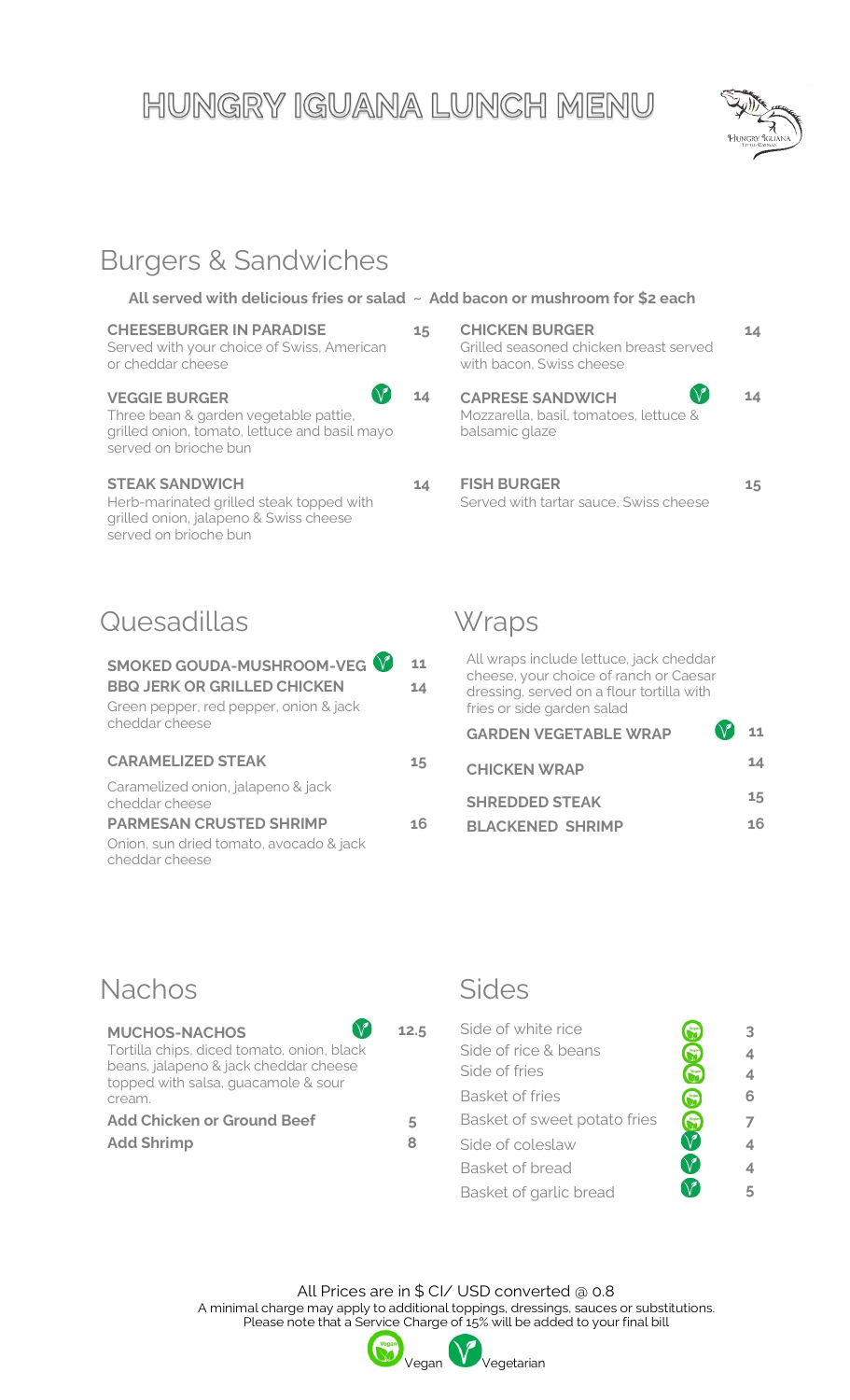# HUNGRY IGUANA LUNCH MENU

## Burgers & Sandwiches

**All served with delicious fries or salad ~ Add bacon or mushroom for $2 each**

**CHEESEBURGER IN PARADISE** 15
Served with your choice of Swiss, American or cheddar cheese

**VEGGIE BURGER** (Vegetarian) 14
Three bean & garden vegetable pattie, grilled onion, tomato, lettuce and basil mayo served on brioche bun

**STEAK SANDWICH** 14
Herb-marinated grilled steak topped with grilled onion, jalapeno & Swiss cheese served on brioche bun

**CHICKEN BURGER** 14
Grilled seasoned chicken breast served with bacon, Swiss cheese

**CAPRESE SANDWICH** (Vegetarian) 14
Mozzarella, basil, tomatoes, lettuce & balsamic glaze

**FISH BURGER** 15
Served with tartar sauce, Swiss cheese

## Quesadillas

**SMOKED GOUDA-MUSHROOM-VEG** (Vegetarian) 11

**BBQ JERK OR GRILLED CHICKEN** 14
Green pepper, red pepper, onion & jack cheddar cheese

**CARAMELIZED STEAK** 15
Caramelized onion, jalapeno & jack cheddar cheese

**PARMESAN CRUSTED SHRIMP** 16
Onion, sun dried tomato, avocado & jack cheddar cheese

## Wraps

All wraps include lettuce, jack cheddar cheese, your choice of ranch or Caesar dressing, served on a flour tortilla with fries or side garden salad

**GARDEN VEGETABLE WRAP** (Vegetarian) 11

**CHICKEN WRAP** 14

**SHREDDED STEAK** 15

**BLACKENED SHRIMP** 16

## Nachos

**MUCHOS-NACHOS** (Vegetarian) 12.5
Tortilla chips, diced tomato, onion, black beans, jalapeno & jack cheddar cheese topped with salsa, guacamole & sour cream.

**Add Chicken or Ground Beef** 5

**Add Shrimp** 8

## Sides

| | | |
|---|---|---|
| Side of white rice | Vegan | 3 |
| Side of rice & beans | Vegan | 4 |
| Side of fries | Vegan | 4 |
| Basket of fries | Vegan | 6 |
| Basket of sweet potato fries | Vegan | 7 |
| Side of coleslaw | Vegetarian | 4 |
| Basket of bread | Vegetarian | 4 |
| Basket of garlic bread | Vegetarian | 5 |

All Prices are in $ CI/ USD converted @ 0.8
A minimal charge may apply to additional toppings, dressings, sauces or substitutions.
Please note that a Service Charge of 15% will be added to your final bill

Vegan Vegetarian